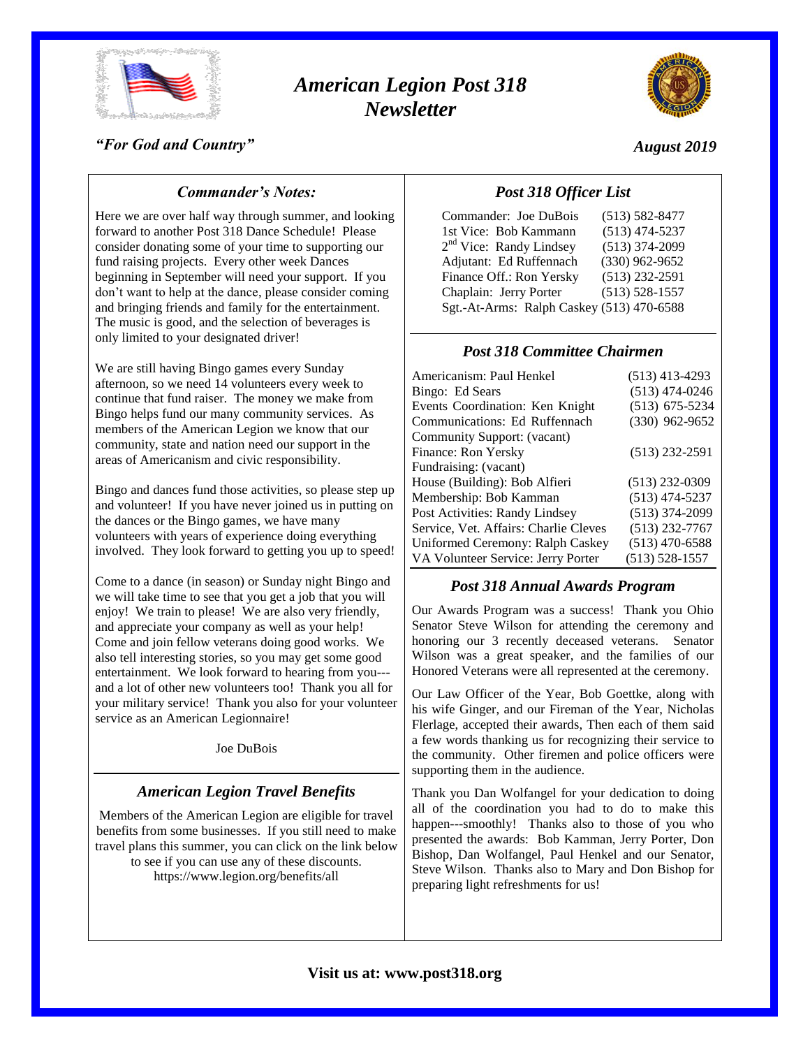# *American Legion Post 318 Newsletter*

*"For God and Country"*

*August 2019*

## *Commander's Notes:*

Here we are over half way through summer, and looking forward to another Post 318 Dance Schedule! Please consider donating some of your time to supporting our fund raising projects. Every other week Dances beginning in September will need your support. If you don't want to help at the dance, please consider coming and bringing friends and family for the entertainment. The music is good, and the selection of beverages is only limited to your designated driver!

We are still having Bingo games every Sunday afternoon, so we need 14 volunteers every week to continue that fund raiser. The money we make from Bingo helps fund our many community services. As members of the American Legion we know that our community, state and nation need our support in the areas of Americanism and civic responsibility.

Bingo and dances fund those activities, so please step up and volunteer! If you have never joined us in putting on the dances or the Bingo games, we have many volunteers with years of experience doing everything involved. They look forward to getting you up to speed!

Come to a dance (in season) or Sunday night Bingo and we will take time to see that you get a job that you will enjoy! We train to please! We are also very friendly, and appreciate your company as well as your help! Come and join fellow veterans doing good works. We also tell interesting stories, so you may get some good entertainment. We look forward to hearing from you---and a lot of other new volunteers too! Thank you all for your military service! Thank you also for your volunteer service as an American Legionnaire!

Joe DuBois

## *American Legion Travel Benefits*

Members of the American Legion are eligible for travel benefits from some businesses. If you still need to make travel plans this summer, you can click on the link below to see if you can use any of these discounts. https://www.legion.org/benefits/all

## *Post 318 Officer List*

| | |
|---|---|
| Commander: Joe DuBois | (513) 582-8477 |
| 1st Vice: Bob Kammann | (513) 474-5237 |
| 2nd Vice: Randy Lindsey | (513) 374-2099 |
| Adjutant: Ed Ruffennach | (330) 962-9652 |
| Finance Off.: Ron Yersky | (513) 232-2591 |
| Chaplain: Jerry Porter | (513) 528-1557 |
| Sgt.-At-Arms: Ralph Caskey | (513) 470-6588 |

## *Post 318 Committee Chairmen*

| | |
|---|---|
| Americanism: Paul Henkel | (513) 413-4293 |
| Bingo: Ed Sears | (513) 474-0246 |
| Events Coordination: Ken Knight | (513) 675-5234 |
| Communications: Ed Ruffennach | (330) 962-9652 |
| Community Support: (vacant) | |
| Finance: Ron Yersky | (513) 232-2591 |
| Fundraising: (vacant) | |
| House (Building): Bob Alfieri | (513) 232-0309 |
| Membership: Bob Kamman | (513) 474-5237 |
| Post Activities: Randy Lindsey | (513) 374-2099 |
| Service, Vet. Affairs: Charlie Cleves | (513) 232-7767 |
| Uniformed Ceremony: Ralph Caskey | (513) 470-6588 |
| VA Volunteer Service: Jerry Porter | (513) 528-1557 |

## *Post 318 Annual Awards Program*

Our Awards Program was a success! Thank you Ohio Senator Steve Wilson for attending the ceremony and honoring our 3 recently deceased veterans. Senator Wilson was a great speaker, and the families of our Honored Veterans were all represented at the ceremony.

Our Law Officer of the Year, Bob Goettke, along with his wife Ginger, and our Fireman of the Year, Nicholas Flerlage, accepted their awards, Then each of them said a few words thanking us for recognizing their service to the community. Other firemen and police officers were supporting them in the audience.

Thank you Dan Wolfangel for your dedication to doing all of the coordination you had to do to make this happen---smoothly! Thanks also to those of you who presented the awards: Bob Kamman, Jerry Porter, Don Bishop, Dan Wolfangel, Paul Henkel and our Senator, Steve Wilson. Thanks also to Mary and Don Bishop for preparing light refreshments for us!

**Visit us at: www.post318.org**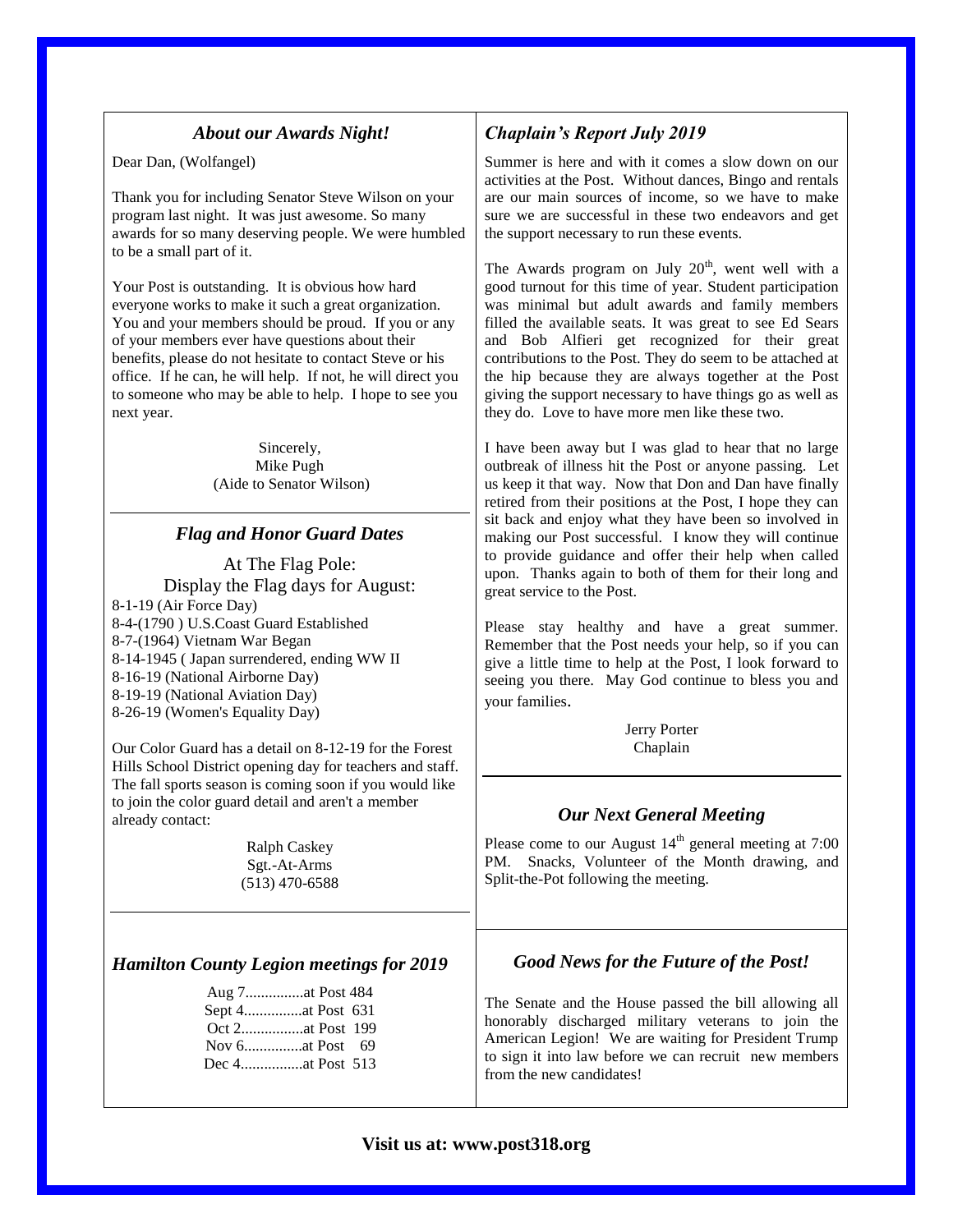## *About our Awards Night!*

Dear Dan, (Wolfangel)

Thank you for including Senator Steve Wilson on your program last night. It was just awesome. So many awards for so many deserving people. We were humbled to be a small part of it.

Your Post is outstanding. It is obvious how hard everyone works to make it such a great organization. You and your members should be proud. If you or any of your members ever have questions about their benefits, please do not hesitate to contact Steve or his office. If he can, he will help. If not, he will direct you to someone who may be able to help. I hope to see you next year.

Sincerely,
Mike Pugh
(Aide to Senator Wilson)

## *Flag and Honor Guard Dates*

At The Flag Pole:
Display the Flag days for August:

8-1-19 (Air Force Day)
8-4-(1790 ) U.S.Coast Guard Established
8-7-(1964) Vietnam War Began
8-14-1945 ( Japan surrendered, ending WW II
8-16-19 (National Airborne Day)
8-19-19 (National Aviation Day)
8-26-19 (Women's Equality Day)

Our Color Guard has a detail on 8-12-19 for the Forest Hills School District opening day for teachers and staff. The fall sports season is coming soon if you would like to join the color guard detail and aren't a member already contact:

Ralph Caskey
Sgt.-At-Arms
(513) 470-6588

## *Hamilton County Legion meetings for 2019*

Aug 7...............at Post 484
Sept 4...............at Post 631
Oct 2................at Post 199
Nov 6...............at Post 69
Dec 4................at Post 513

## *Chaplain's Report July 2019*

Summer is here and with it comes a slow down on our activities at the Post. Without dances, Bingo and rentals are our main sources of income, so we have to make sure we are successful in these two endeavors and get the support necessary to run these events.

The Awards program on July 20th, went well with a good turnout for this time of year. Student participation was minimal but adult awards and family members filled the available seats. It was great to see Ed Sears and Bob Alfieri get recognized for their great contributions to the Post. They do seem to be attached at the hip because they are always together at the Post giving the support necessary to have things go as well as they do. Love to have more men like these two.

I have been away but I was glad to hear that no large outbreak of illness hit the Post or anyone passing. Let us keep it that way. Now that Don and Dan have finally retired from their positions at the Post, I hope they can sit back and enjoy what they have been so involved in making our Post successful. I know they will continue to provide guidance and offer their help when called upon. Thanks again to both of them for their long and great service to the Post.

Please stay healthy and have a great summer. Remember that the Post needs your help, so if you can give a little time to help at the Post, I look forward to seeing you there. May God continue to bless you and your families.

Jerry Porter
Chaplain

## *Our Next General Meeting*

Please come to our August 14th general meeting at 7:00 PM. Snacks, Volunteer of the Month drawing, and Split-the-Pot following the meeting.

## *Good News for the Future of the Post!*

The Senate and the House passed the bill allowing all honorably discharged military veterans to join the American Legion! We are waiting for President Trump to sign it into law before we can recruit new members from the new candidates!

**Visit us at: www.post318.org**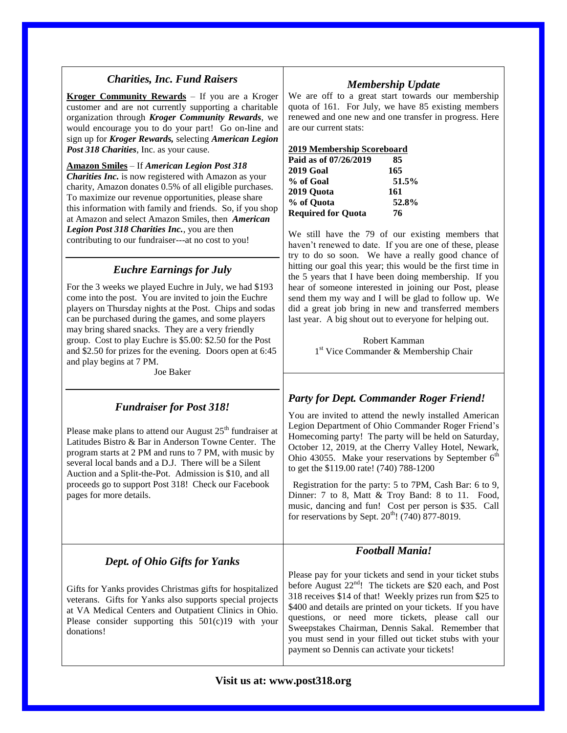## *Charities, Inc. Fund Raisers*

**Kroger Community Rewards** – If you are a Kroger customer and are not currently supporting a charitable organization through ***Kroger Community Rewards***, we would encourage you to do your part! Go on-line and sign up for ***Kroger Rewards,*** selecting ***American Legion Post 318 Charities***, Inc. as your cause.

**Amazon Smiles** – If ***American Legion Post 318 Charities Inc.*** is now registered with Amazon as your charity, Amazon donates 0.5% of all eligible purchases. To maximize our revenue opportunities, please share this information with family and friends. So, if you shop at Amazon and select Amazon Smiles, then ***American Legion Post 318 Charities Inc.***, you are then contributing to our fundraiser---at no cost to you!

## *Euchre Earnings for July*

For the 3 weeks we played Euchre in July, we had $193 come into the post. You are invited to join the Euchre players on Thursday nights at the Post. Chips and sodas can be purchased during the games, and some players may bring shared snacks. They are a very friendly group. Cost to play Euchre is $5.00: $2.50 for the Post and $2.50 for prizes for the evening. Doors open at 6:45 and play begins at 7 PM.

Joe Baker

## *Fundraiser for Post 318!*

Please make plans to attend our August 25th fundraiser at Latitudes Bistro & Bar in Anderson Towne Center. The program starts at 2 PM and runs to 7 PM, with music by several local bands and a D.J. There will be a Silent Auction and a Split-the-Pot. Admission is $10, and all proceeds go to support Post 318! Check our Facebook pages for more details.

## *Dept. of Ohio Gifts for Yanks*

Gifts for Yanks provides Christmas gifts for hospitalized veterans. Gifts for Yanks also supports special projects at VA Medical Centers and Outpatient Clinics in Ohio. Please consider supporting this 501(c)19 with your donations!

## *Membership Update*

We are off to a great start towards our membership quota of 161. For July, we have 85 existing members renewed and one new and one transfer in progress. Here are our current stats:

**2019 Membership Scoreboard**

| | |
|---|---|
| **Paid as of 07/26/2019** | **85** |
| **2019 Goal** | **165** |
| **% of Goal** | **51.5%** |
| **2019 Quota** | **161** |
| **% of Quota** | **52.8%** |
| **Required for Quota** | **76** |

We still have the 79 of our existing members that haven't renewed to date. If you are one of these, please try to do so soon. We have a really good chance of hitting our goal this year; this would be the first time in the 5 years that I have been doing membership. If you hear of someone interested in joining our Post, please send them my way and I will be glad to follow up. We did a great job bring in new and transferred members last year. A big shout out to everyone for helping out.

Robert Kamman
1st Vice Commander & Membership Chair

## *Party for Dept. Commander Roger Friend!*

You are invited to attend the newly installed American Legion Department of Ohio Commander Roger Friend's Homecoming party! The party will be held on Saturday, October 12, 2019, at the Cherry Valley Hotel, Newark, Ohio 43055. Make your reservations by September 6th to get the $119.00 rate! (740) 788-1200

Registration for the party: 5 to 7PM, Cash Bar: 6 to 9, Dinner: 7 to 8, Matt & Troy Band: 8 to 11. Food, music, dancing and fun! Cost per person is $35. Call for reservations by Sept. 20th! (740) 877-8019.

## *Football Mania!*

Please pay for your tickets and send in your ticket stubs before August 22nd! The tickets are $20 each, and Post 318 receives $14 of that! Weekly prizes run from $25 to $400 and details are printed on your tickets. If you have questions, or need more tickets, please call our Sweepstakes Chairman, Dennis Sakal. Remember that you must send in your filled out ticket stubs with your payment so Dennis can activate your tickets!

**Visit us at: www.post318.org**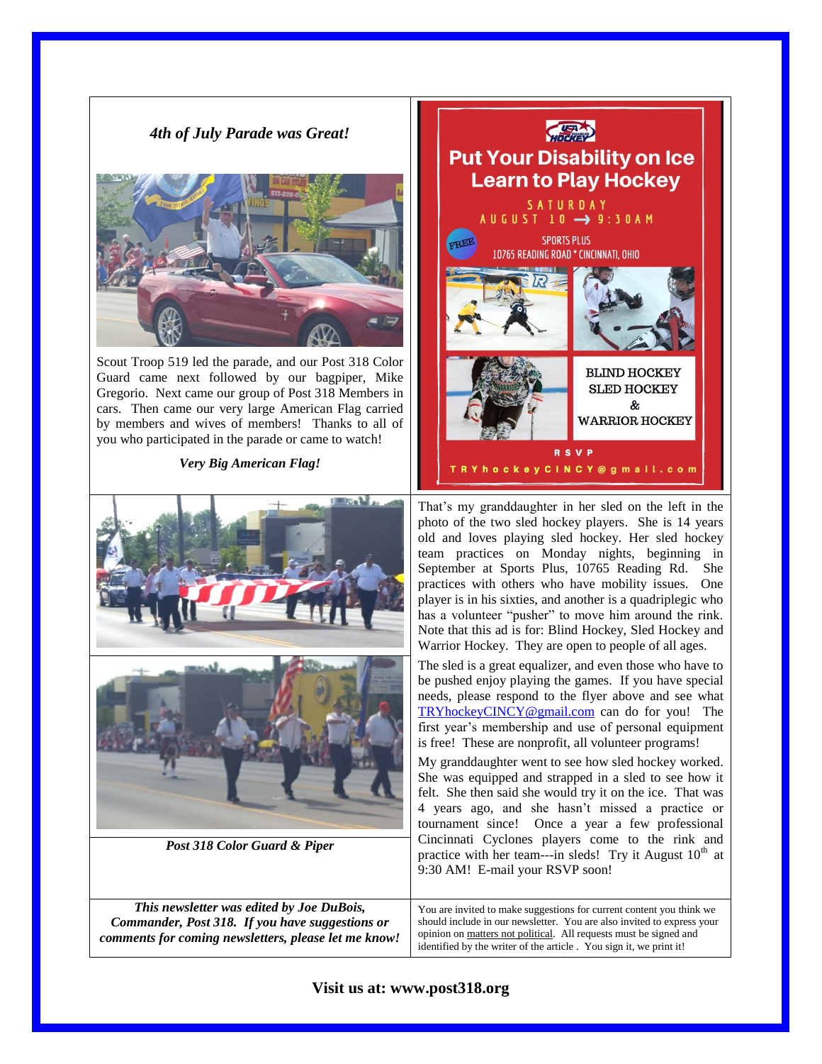### *4th of July Parade was Great!*

Scout Troop 519 led the parade, and our Post 318 Color Guard came next followed by our bagpiper, Mike Gregorio. Next came our group of Post 318 Members in cars. Then came our very large American Flag carried by members and wives of members! Thanks to all of you who participated in the parade or came to watch!

***Very Big American Flag!***

***Post 318 Color Guard & Piper***

## Put Your Disability on Ice Learn to Play Hockey

SATURDAY
AUGUST 10 → 9:30 AM

FREE

SPORTS PLUS
10765 READING ROAD * CINCINNATI, OHIO

BLIND HOCKEY
SLED HOCKEY
&
WARRIOR HOCKEY

RSVP
TRYhockeyCINCY@gmail.com

That's my granddaughter in her sled on the left in the photo of the two sled hockey players. She is 14 years old and loves playing sled hockey. Her sled hockey team practices on Monday nights, beginning in September at Sports Plus, 10765 Reading Rd. She practices with others who have mobility issues. One player is in his sixties, and another is a quadriplegic who has a volunteer "pusher" to move him around the rink. Note that this ad is for: Blind Hockey, Sled Hockey and Warrior Hockey. They are open to people of all ages.

The sled is a great equalizer, and even those who have to be pushed enjoy playing the games. If you have special needs, please respond to the flyer above and see what TRYhockeyCINCY@gmail.com can do for you! The first year's membership and use of personal equipment is free! These are nonprofit, all volunteer programs!

My granddaughter went to see how sled hockey worked. She was equipped and strapped in a sled to see how it felt. She then said she would try it on the ice. That was 4 years ago, and she hasn't missed a practice or tournament since! Once a year a few professional Cincinnati Cyclones players come to the rink and practice with her team---in sleds! Try it August 10th at 9:30 AM! E-mail your RSVP soon!

***This newsletter was edited by Joe DuBois, Commander, Post 318. If you have suggestions or comments for coming newsletters, please let me know!***

You are invited to make suggestions for current content you think we should include in our newsletter. You are also invited to express your opinion on matters not political. All requests must be signed and identified by the writer of the article . You sign it, we print it!

**Visit us at: www.post318.org**